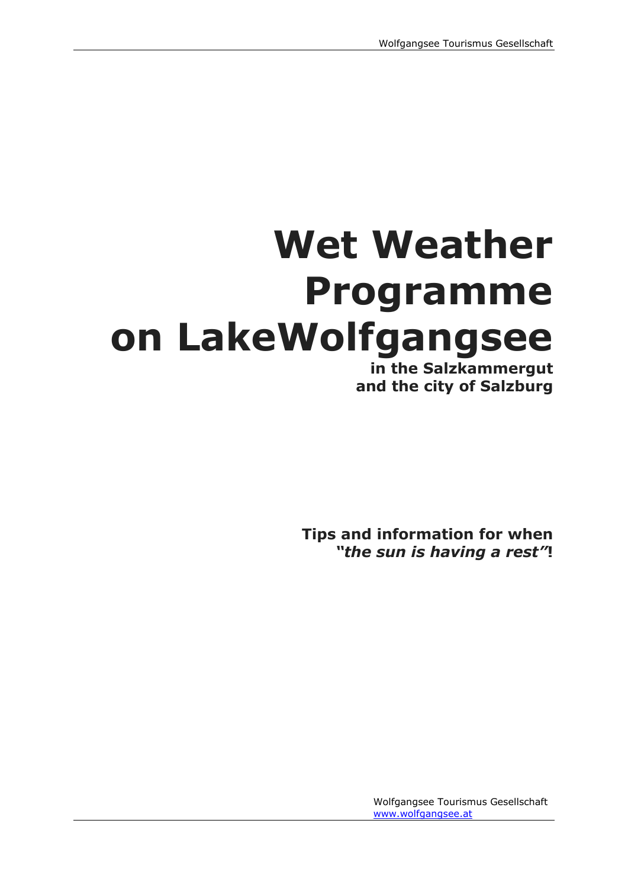# Wet Weather Programme on LakeWolfgangsee

**in the Salzkammergut and the city of Salzburg**

**Tips and information for when *"the sun is having a rest"*!**

Wolfgangsee Tourismus Gesellschaft
www.wolfgangsee.at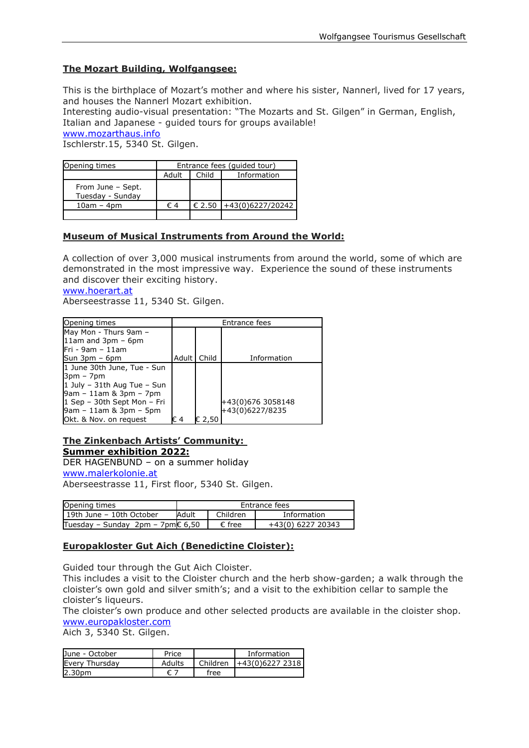## The Mozart Building, Wolfgangsee:

This is the birthplace of Mozart's mother and where his sister, Nannerl, lived for 17 years, and houses the Nannerl Mozart exhibition.
Interesting audio-visual presentation: "The Mozarts and St. Gilgen" in German, English, Italian and Japanese - guided tours for groups available!
www.mozarthaus.info
Ischlerstr.15, 5340 St. Gilgen.

| Opening times | Entrance fees (guided tour) | | |
|---|---|---|---|
| | Adult | Child | Information |
| From June – Sept. Tuesday - Sunday | | | |
| 10am – 4pm | € 4 | € 2.50 | +43(0)6227/20242 |
| | | | |

## Museum of Musical Instruments from Around the World:

A collection of over 3,000 musical instruments from around the world, some of which are demonstrated in the most impressive way. Experience the sound of these instruments and discover their exciting history.
www.hoerart.at
Aberseestrasse 11, 5340 St. Gilgen.

| Opening times | Entrance fees | | |
|---|---|---|---|
| May Mon - Thurs 9am – 11am and 3pm – 6pm<br>Fri - 9am – 11am<br>Sun 3pm – 6pm | Adult | Child | Information |
| 1 June 30th June, Tue - Sun 3pm – 7pm<br>1 July – 31th Aug Tue – Sun 9am – 11am & 3pm – 7pm<br>1 Sep – 30th Sept Mon – Fri 9am – 11am & 3pm – 5pm<br>Okt. & Nov. on request | € 4 | € 2,50 | +43(0)676 3058148<br>+43(0)6227/8235 |

## The Zinkenbach Artists' Community:
## Summer exhibition 2022:

DER HAGENBUND – on a summer holiday
www.malerkolonie.at
Aberseestrasse 11, First floor, 5340 St. Gilgen.

| Opening times | Entrance fees | | |
|---|---|---|---|
| 19th June – 10th October | Adult | Children | Information |
| Tuesday – Sunday 2pm – 7pm | € 6,50 | € free | +43(0) 6227 20343 |

## Europakloster Gut Aich (Benedictine Cloister):

Guided tour through the Gut Aich Cloister.
This includes a visit to the Cloister church and the herb show-garden; a walk through the cloister's own gold and silver smith's; and a visit to the exhibition cellar to sample the cloister's liqueurs.
The cloister's own produce and other selected products are available in the cloister shop.
www.europakloster.com
Aich 3, 5340 St. Gilgen.

| June - October | Price | | Information |
|---|---|---|---|
| Every Thursday | Adults | Children | +43(0)6227 2318 |
| 2.30pm | € 7 | free | |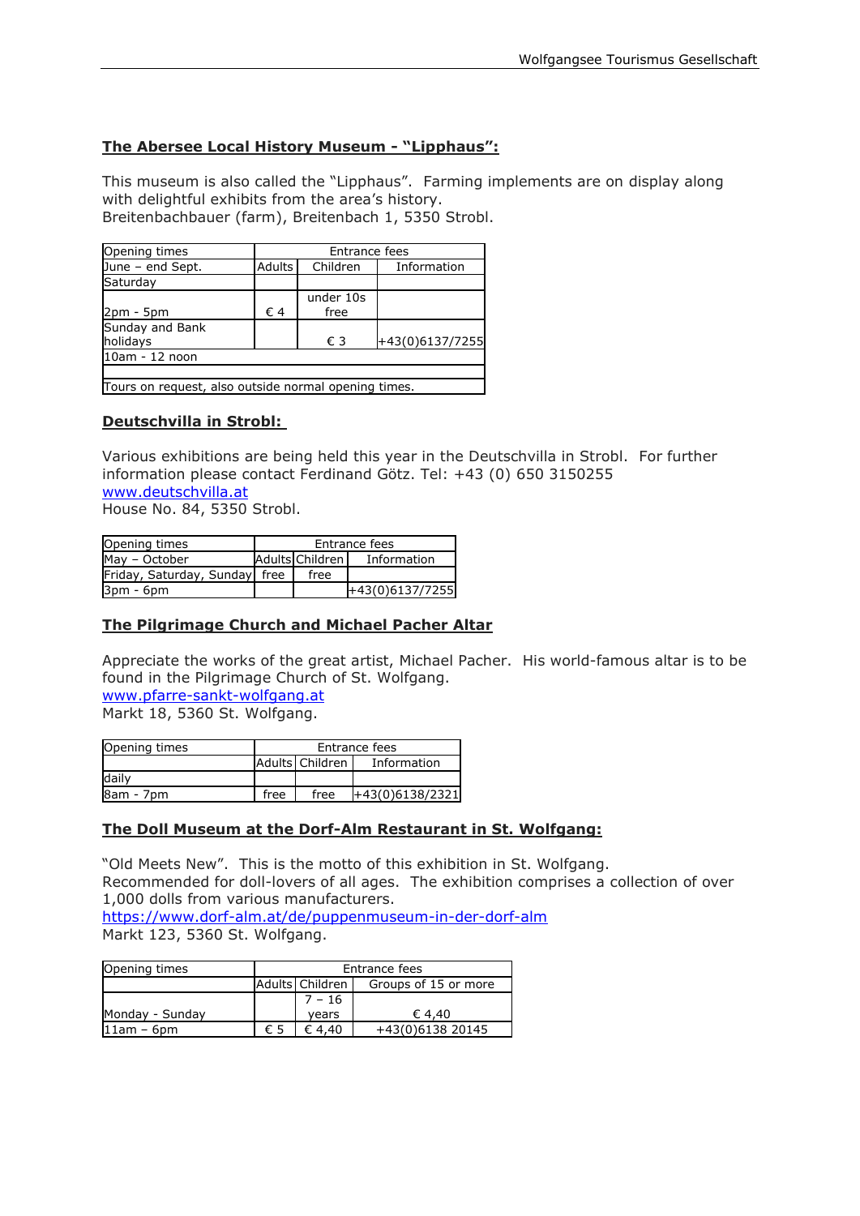## The Abersee Local History Museum - "Lipphaus":

This museum is also called the "Lipphaus". Farming implements are on display along with delightful exhibits from the area's history.
Breitenbachbauer (farm), Breitenbach 1, 5350 Strobl.

| Opening times | Entrance fees | | |
|---|---|---|---|
| June – end Sept. | Adults | Children | Information |
| Saturday | | | |
| 2pm - 5pm | € 4 | under 10s free | |
| Sunday and Bank holidays | | € 3 | +43(0)6137/7255 |
| 10am - 12 noon | | | |
| | | | |
| Tours on request, also outside normal opening times. | | | |

## Deutschvilla in Strobl:

Various exhibitions are being held this year in the Deutschvilla in Strobl. For further information please contact Ferdinand Götz. Tel: +43 (0) 650 3150255
www.deutschvilla.at
House No. 84, 5350 Strobl.

| Opening times | Entrance fees | | |
|---|---|---|---|
| May – October | Adults | Children | Information |
| Friday, Saturday, Sunday | free | free | |
| 3pm - 6pm | | | +43(0)6137/7255 |

## The Pilgrimage Church and Michael Pacher Altar

Appreciate the works of the great artist, Michael Pacher. His world-famous altar is to be found in the Pilgrimage Church of St. Wolfgang.
www.pfarre-sankt-wolfgang.at
Markt 18, 5360 St. Wolfgang.

| Opening times | Entrance fees | | |
|---|---|---|---|
| | Adults | Children | Information |
| daily | | | |
| 8am - 7pm | free | free | +43(0)6138/2321 |

## The Doll Museum at the Dorf-Alm Restaurant in St. Wolfgang:

"Old Meets New". This is the motto of this exhibition in St. Wolfgang.
Recommended for doll-lovers of all ages. The exhibition comprises a collection of over 1,000 dolls from various manufacturers.
https://www.dorf-alm.at/de/puppenmuseum-in-der-dorf-alm
Markt 123, 5360 St. Wolfgang.

| Opening times | Entrance fees | | |
|---|---|---|---|
| | Adults | Children | Groups of 15 or more |
| Monday - Sunday | | 7 – 16 years | € 4,40 |
| 11am – 6pm | € 5 | € 4,40 | +43(0)6138 20145 |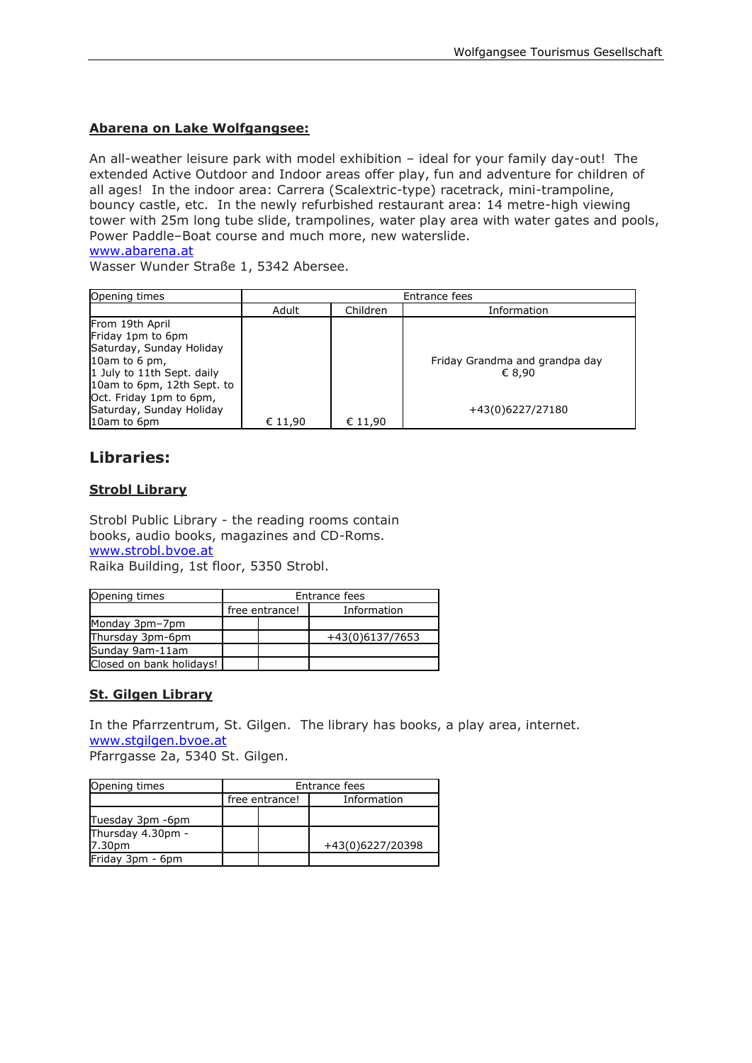### Abarena on Lake Wolfgangsee:

An all-weather leisure park with model exhibition – ideal for your family day-out!  The extended Active Outdoor and Indoor areas offer play, fun and adventure for children of all ages!  In the indoor area: Carrera (Scalextric-type) racetrack, mini-trampoline, bouncy castle, etc.  In the newly refurbished restaurant area: 14 metre-high viewing tower with 25m long tube slide, trampolines, water play area with water gates and pools, Power Paddle–Boat course and much more, new waterslide.
www.abarena.at
Wasser Wunder Straße 1, 5342 Abersee.

| Opening times | Entrance fees | | |
|---|---|---|---|
| | Adult | Children | Information |
| From 19th April Friday 1pm to 6pm Saturday, Sunday Holiday 10am to 6 pm, 1 July to 11th Sept. daily 10am to 6pm, 12th Sept. to Oct. Friday 1pm to 6pm, Saturday, Sunday Holiday 10am to 6pm | € 11,90 | € 11,90 | Friday Grandma and grandpa day € 8,90<br>+43(0)6227/27180 |

## Libraries:

### Strobl Library

Strobl Public Library - the reading rooms contain books, audio books, magazines and CD-Roms.
www.strobl.bvoe.at
Raika Building, 1st floor, 5350 Strobl.

| Opening times | Entrance fees | | |
|---|---|---|---|
| | free entrance! | | Information |
| Monday 3pm–7pm | | | |
| Thursday 3pm-6pm | | | +43(0)6137/7653 |
| Sunday 9am-11am | | | |
| Closed on bank holidays! | | | |

### St. Gilgen Library

In the Pfarrzentrum, St. Gilgen.  The library has books, a play area, internet.
www.stgilgen.bvoe.at
Pfarrgasse 2a, 5340 St. Gilgen.

| Opening times | Entrance fees | | |
|---|---|---|---|
| | free entrance! | | Information |
| Tuesday 3pm -6pm | | | |
| Thursday 4.30pm - 7.30pm | | | +43(0)6227/20398 |
| Friday 3pm - 6pm | | | |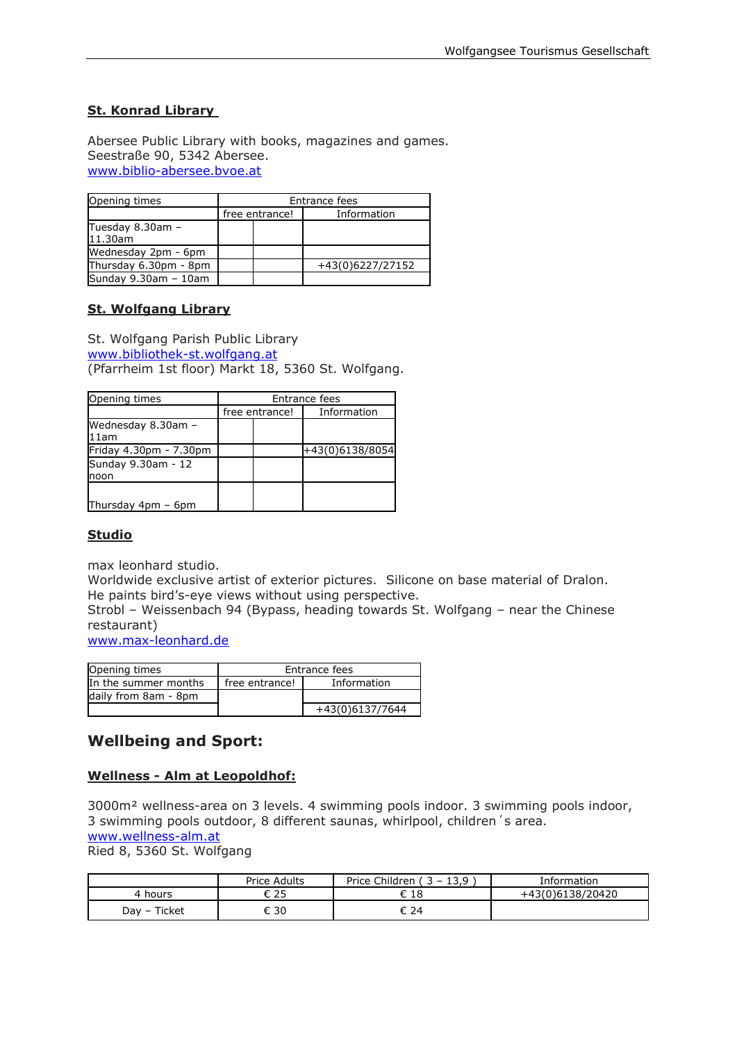**St. Konrad Library**

Abersee Public Library with books, magazines and games.
Seestraße 90, 5342 Abersee.
www.biblio-abersee.bvoe.at

| Opening times | Entrance fees | | |
|---|---|---|---|
| | free entrance! | | Information |
| Tuesday 8.30am – 11.30am | | | |
| Wednesday 2pm - 6pm | | | |
| Thursday 6.30pm - 8pm | | | +43(0)6227/27152 |
| Sunday 9.30am – 10am | | | |

**St. Wolfgang Library**

St. Wolfgang Parish Public Library
www.bibliothek-st.wolfgang.at
(Pfarrheim 1st floor) Markt 18, 5360 St. Wolfgang.

| Opening times | Entrance fees | | |
|---|---|---|---|
| | free entrance! | | Information |
| Wednesday 8.30am – 11am | | | |
| Friday 4.30pm - 7.30pm | | | +43(0)6138/8054 |
| Sunday 9.30am - 12 noon | | | |
| Thursday 4pm – 6pm | | | |

**Studio**

max leonhard studio.
Worldwide exclusive artist of exterior pictures. Silicone on base material of Dralon.
He paints bird's-eye views without using perspective.
Strobl – Weissenbach 94 (Bypass, heading towards St. Wolfgang – near the Chinese restaurant)
www.max-leonhard.de

| Opening times | Entrance fees | |
|---|---|---|
| In the summer months | free entrance! | Information |
| daily from 8am - 8pm | | |
| | | +43(0)6137/7644 |

## Wellbeing and Sport:

**Wellness - Alm at Leopoldhof:**

3000m² wellness-area on 3 levels. 4 swimming pools indoor. 3 swimming pools indoor, 3 swimming pools outdoor, 8 different saunas, whirlpool, children´s area.
www.wellness-alm.at
Ried 8, 5360 St. Wolfgang

| | Price Adults | Price Children ( 3 – 13,9 ) | Information |
|---|---|---|---|
| 4 hours | € 25 | € 18 | +43(0)6138/20420 |
| Day – Ticket | € 30 | € 24 | |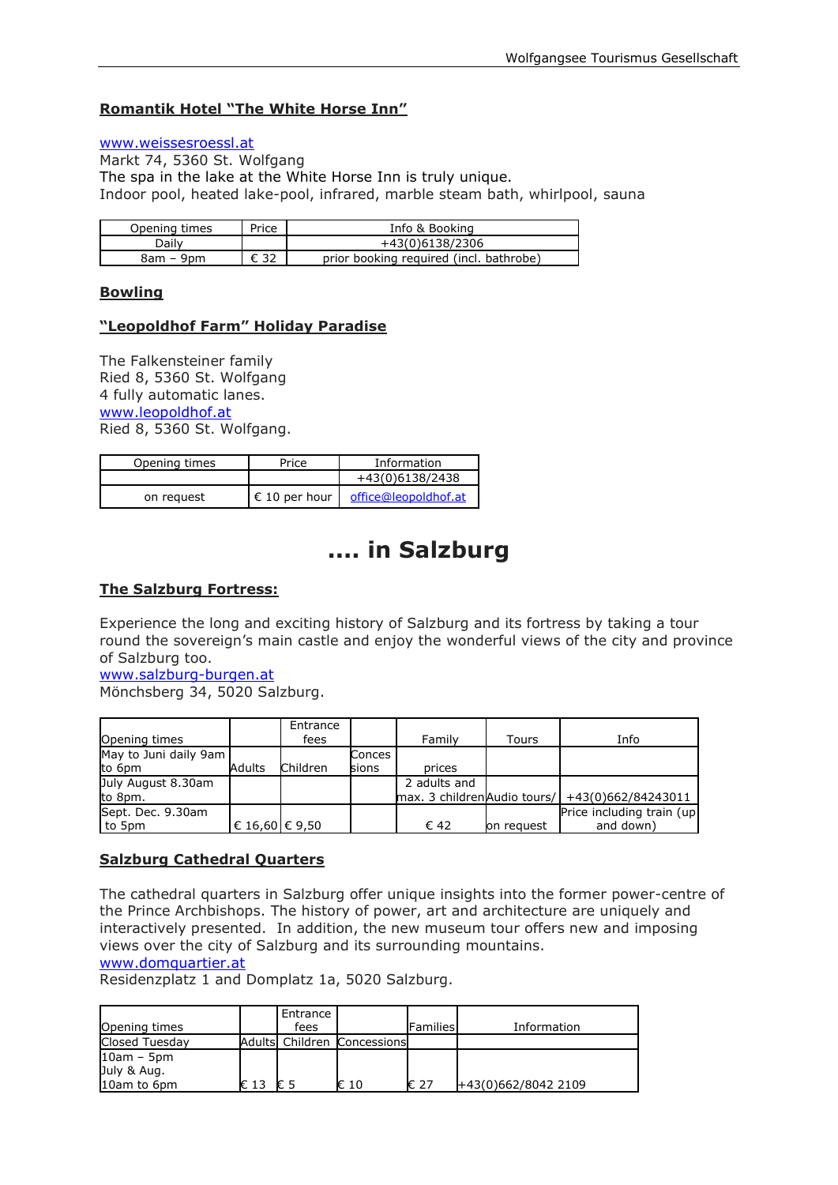**Romantik Hotel "The White Horse Inn"**

[www.weissesroessl.at](http://www.weissesroessl.at)
Markt 74, 5360 St. Wolfgang
The spa in the lake at the White Horse Inn is truly unique.
Indoor pool, heated lake-pool, infrared, marble steam bath, whirlpool, sauna

| Opening times | Price | Info & Booking |
|---|---|---|
| Daily | | +43(0)6138/2306 |
| 8am – 9pm | € 32 | prior booking required (incl. bathrobe) |

**Bowling**

**"Leopoldhof Farm" Holiday Paradise**

The Falkensteiner family
Ried 8, 5360 St. Wolfgang
4 fully automatic lanes.
[www.leopoldhof.at](http://www.leopoldhof.at)
Ried 8, 5360 St. Wolfgang.

| Opening times | Price | Information |
|---|---|---|
| | | +43(0)6138/2438 |
| on request | € 10 per hour | office@leopoldhof.at |

# .... in Salzburg

**The Salzburg Fortress:**

Experience the long and exciting history of Salzburg and its fortress by taking a tour round the sovereign's main castle and enjoy the wonderful views of the city and province of Salzburg too.
[www.salzburg-burgen.at](http://www.salzburg-burgen.at)
Mönchsberg 34, 5020 Salzburg.

| Opening times | | Entrance fees | | Family | Tours | Info |
|---|---|---|---|---|---|---|
| May to Juni daily 9am to 6pm | Adults | Children | Concessions | prices | | |
| July August 8.30am to 8pm. | | | | 2 adults and max. 3 children | Audio tours/ | +43(0)662/84243011 |
| Sept. Dec. 9.30am to 5pm | € 16,60 | € 9,50 | | € 42 | on request | Price including train (up and down) |

**Salzburg Cathedral Quarters**

The cathedral quarters in Salzburg offer unique insights into the former power-centre of the Prince Archbishops. The history of power, art and architecture are uniquely and interactively presented. In addition, the new museum tour offers new and imposing views over the city of Salzburg and its surrounding mountains.
[www.domquartier.at](http://www.domquartier.at)
Residenzplatz 1 and Domplatz 1a, 5020 Salzburg.

| Opening times | | Entrance fees | | Families | Information |
|---|---|---|---|---|---|
| Closed Tuesday | Adults | Children | Concessions | | |
| 10am – 5pm<br>July & Aug.<br>10am to 6pm | € 13 | € 5 | € 10 | € 27 | +43(0)662/8042 2109 |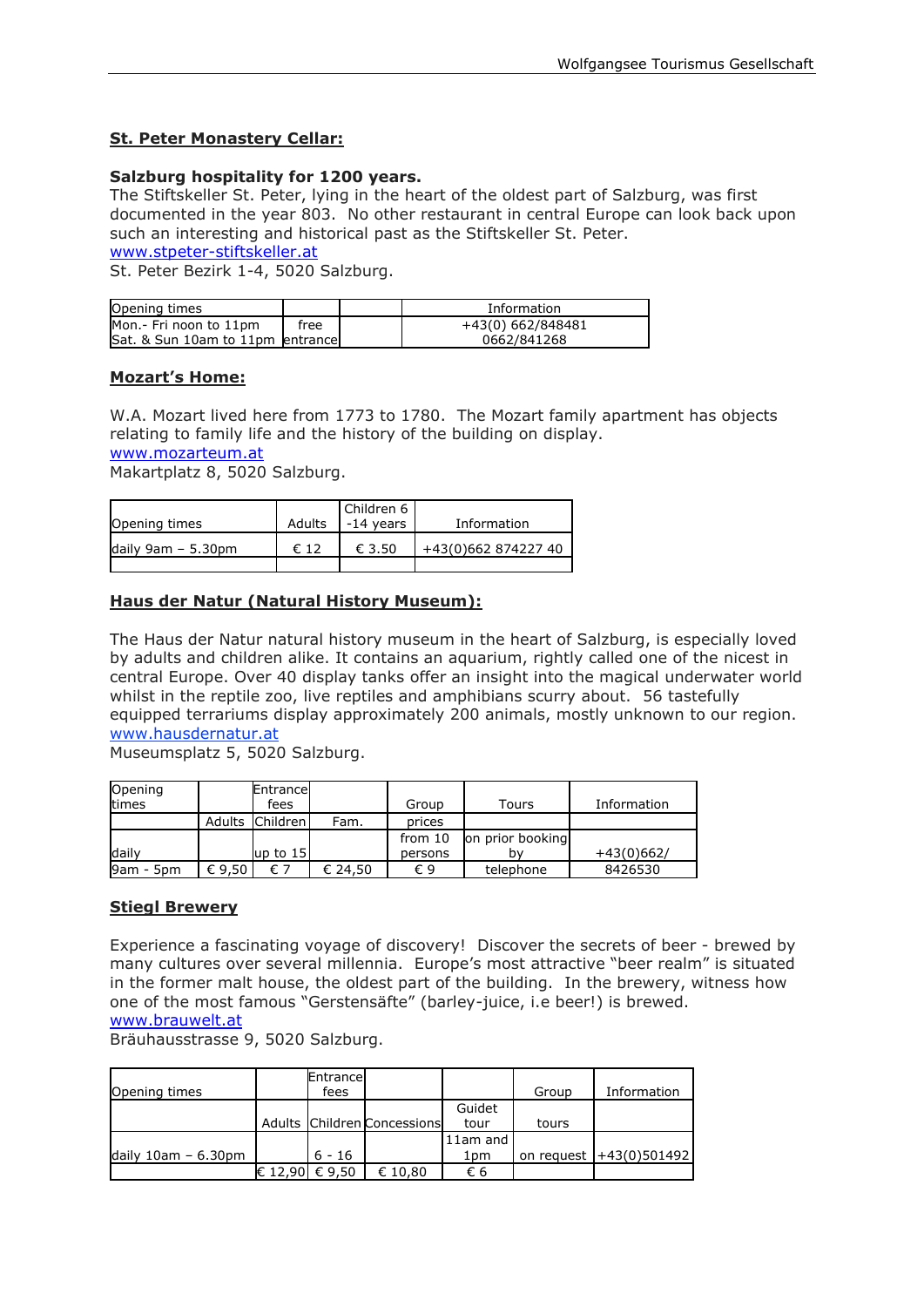## St. Peter Monastery Cellar:

**Salzburg hospitality for 1200 years.**
The Stiftskeller St. Peter, lying in the heart of the oldest part of Salzburg, was first documented in the year 803. No other restaurant in central Europe can look back upon such an interesting and historical past as the Stiftskeller St. Peter.
www.stpeter-stiftskeller.at
St. Peter Bezirk 1-4, 5020 Salzburg.

| Opening times | | | Information |
|---|---|---|---|
| Mon.- Fri noon to 11pm<br>Sat. & Sun 10am to 11pm | free entrance | | +43(0) 662/848481<br>0662/841268 |

## Mozart's Home:

W.A. Mozart lived here from 1773 to 1780. The Mozart family apartment has objects relating to family life and the history of the building on display.
www.mozarteum.at
Makartplatz 8, 5020 Salzburg.

| Opening times | Adults | Children 6 -14 years | Information |
|---|---|---|---|
| daily 9am – 5.30pm | € 12 | € 3.50 | +43(0)662 874227 40 |
| | | | |

## Haus der Natur (Natural History Museum):

The Haus der Natur natural history museum in the heart of Salzburg, is especially loved by adults and children alike. It contains an aquarium, rightly called one of the nicest in central Europe. Over 40 display tanks offer an insight into the magical underwater world whilst in the reptile zoo, live reptiles and amphibians scurry about. 56 tastefully equipped terrariums display approximately 200 animals, mostly unknown to our region.
www.hausdernatur.at
Museumsplatz 5, 5020 Salzburg.

| Opening times | | Entrance fees | | Group | Tours | Information |
|---|---|---|---|---|---|---|
| | Adults | Children | Fam. | prices | | |
| daily | | up to 15 | | from 10 persons | on prior booking by | +43(0)662/ |
| 9am - 5pm | € 9,50 | € 7 | € 24,50 | € 9 | telephone | 8426530 |

## Stiegl Brewery

Experience a fascinating voyage of discovery! Discover the secrets of beer - brewed by many cultures over several millennia. Europe's most attractive "beer realm" is situated in the former malt house, the oldest part of the building. In the brewery, witness how one of the most famous "Gerstensäfte" (barley-juice, i.e beer!) is brewed.
www.brauwelt.at
Bräuhausstrasse 9, 5020 Salzburg.

| Opening times | | Entrance fees | | | Group | Information |
|---|---|---|---|---|---|---|
| | Adults | Children | Concessions | Guidet tour | tours | |
| daily 10am – 6.30pm | | 6 - 16 | | 11am and 1pm | on request | +43(0)501492 |
| | € 12,90 | € 9,50 | € 10,80 | € 6 | | |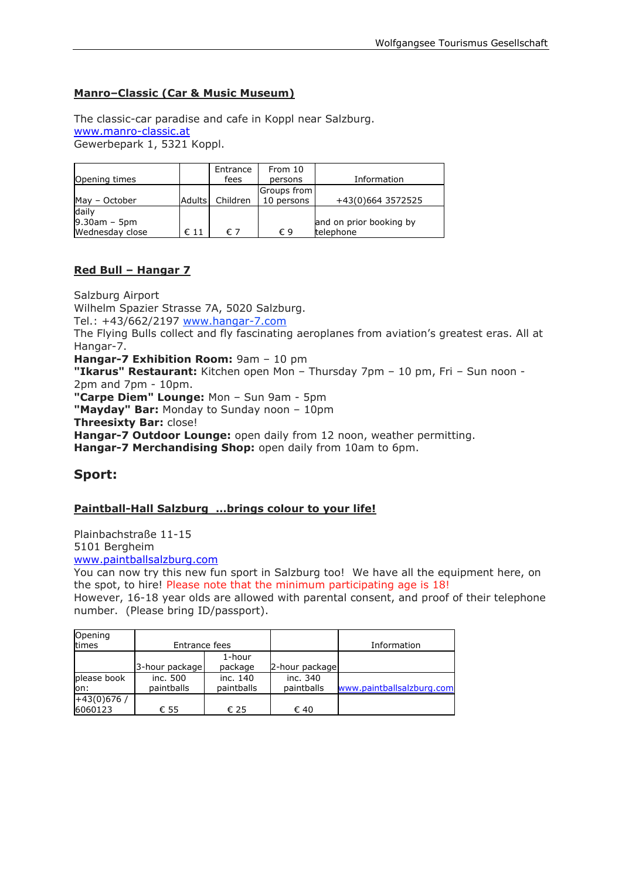**Manro–Classic (Car & Music Museum)**

The classic-car paradise and cafe in Koppl near Salzburg.
www.manro-classic.at
Gewerbepark 1, 5321 Koppl.

| Opening times | | Entrance fees | From 10 persons | Information |
|---|---|---|---|---|
| May – October | Adults | Children | Groups from 10 persons | +43(0)664 3572525 |
| daily 9.30am – 5pm Wednesday close | € 11 | € 7 | € 9 | and on prior booking by telephone |

**Red Bull – Hangar 7**

Salzburg Airport
Wilhelm Spazier Strasse 7A, 5020 Salzburg.
Tel.: +43/662/2197 www.hangar-7.com
The Flying Bulls collect and fly fascinating aeroplanes from aviation's greatest eras. All at Hangar-7.
**Hangar-7 Exhibition Room:** 9am – 10 pm
**"Ikarus" Restaurant:** Kitchen open Mon – Thursday 7pm – 10 pm, Fri – Sun noon - 2pm and 7pm - 10pm.
**"Carpe Diem" Lounge:** Mon – Sun 9am - 5pm
**"Mayday" Bar:** Monday to Sunday noon – 10pm
**Threesixty Bar:** close!
**Hangar-7 Outdoor Lounge:** open daily from 12 noon, weather permitting.
**Hangar-7 Merchandising Shop:** open daily from 10am to 6pm.

## Sport:

**Paintball-Hall Salzburg ...brings colour to your life!**

Plainbachstraße 11-15
5101 Bergheim
www.paintballsalzburg.com
You can now try this new fun sport in Salzburg too! We have all the equipment here, on the spot, to hire! Please note that the minimum participating age is 18!
However, 16-18 year olds are allowed with parental consent, and proof of their telephone number. (Please bring ID/passport).

| Opening times | Entrance fees | | | Information |
|---|---|---|---|---|
| | 3-hour package | 1-hour package | 2-hour package | |
| please book on: | inc. 500 paintballs | inc. 140 paintballs | inc. 340 paintballs | www.paintballsalzburg.com |
| +43(0)676 / 6060123 | € 55 | € 25 | € 40 | |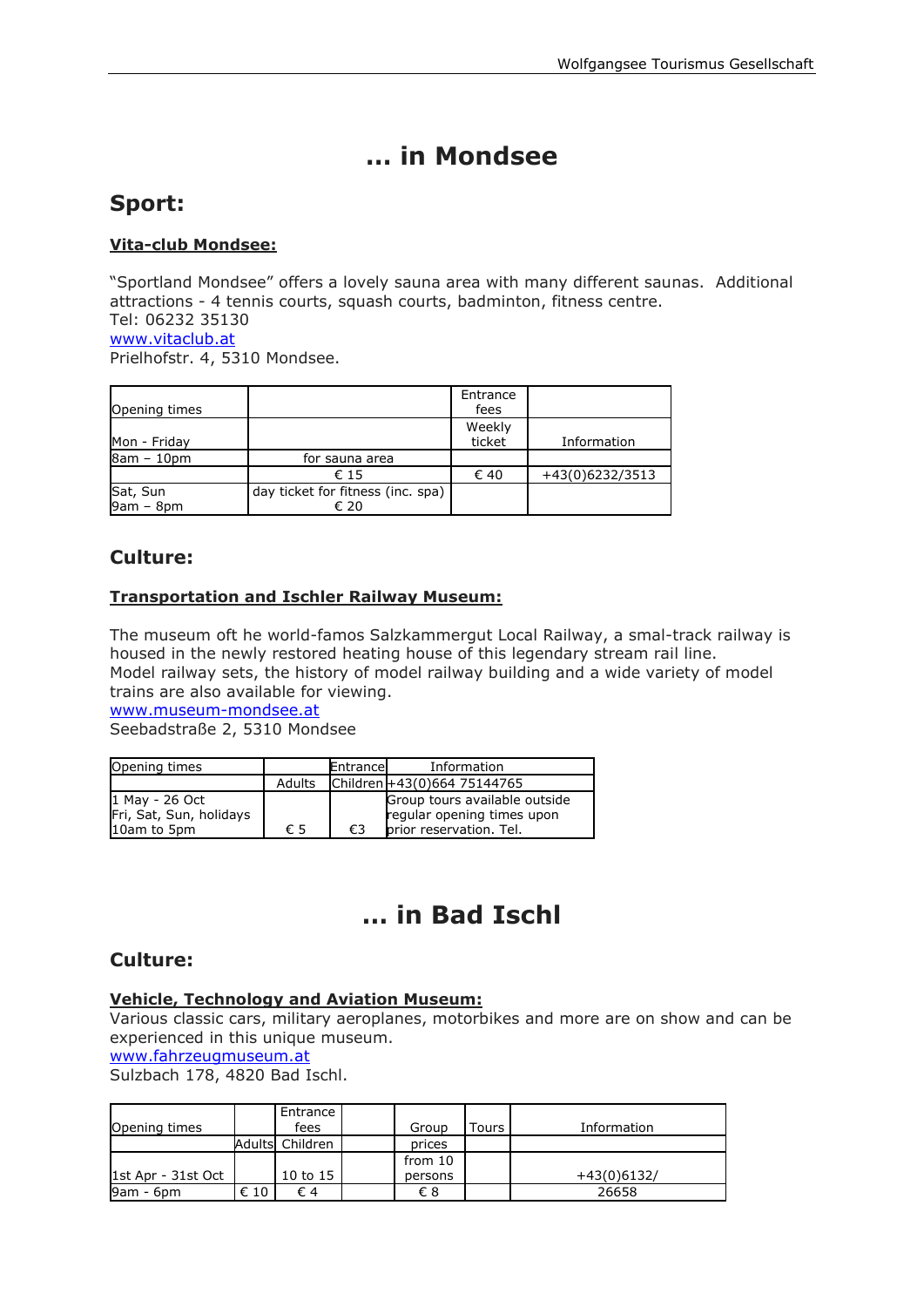# ... in Mondsee

## Sport:

### Vita-club Mondsee:

"Sportland Mondsee" offers a lovely sauna area with many different saunas. Additional attractions - 4 tennis courts, squash courts, badminton, fitness centre.
Tel: 06232 35130
www.vitaclub.at
Prielhofstr. 4, 5310 Mondsee.

| Opening times | | Entrance fees | |
|---|---|---|---|
| Mon - Friday | | Weekly ticket | Information |
| 8am – 10pm | for sauna area | | |
| | € 15 | € 40 | +43(0)6232/3513 |
| Sat, Sun 9am – 8pm | day ticket for fitness (inc. spa) € 20 | | |

## Culture:

### Transportation and Ischler Railway Museum:

The museum oft he world-famos Salzkammergut Local Railway, a smal-track railway is housed in the newly restored heating house of this legendary stream rail line.
Model railway sets, the history of model railway building and a wide variety of model trains are also available for viewing.
www.museum-mondsee.at
Seebadstraße 2, 5310 Mondsee

| Opening times | | Entrance | Information |
|---|---|---|---|
| | Adults | Children | +43(0)664 75144765 |
| 1 May - 26 Oct Fri, Sat, Sun, holidays 10am to 5pm | € 5 | €3 | Group tours available outside regular opening times upon prior reservation. Tel. |

# ... in Bad Ischl

## Culture:

### Vehicle, Technology and Aviation Museum:

Various classic cars, military aeroplanes, motorbikes and more are on show and can be experienced in this unique museum.
www.fahrzeugmuseum.at
Sulzbach 178, 4820 Bad Ischl.

| Opening times | | Entrance fees | | Group | Tours | Information |
|---|---|---|---|---|---|---|
| | Adults | Children | | prices | | |
| 1st Apr - 31st Oct | | 10 to 15 | | from 10 persons | | +43(0)6132/ |
| 9am - 6pm | € 10 | € 4 | | € 8 | | 26658 |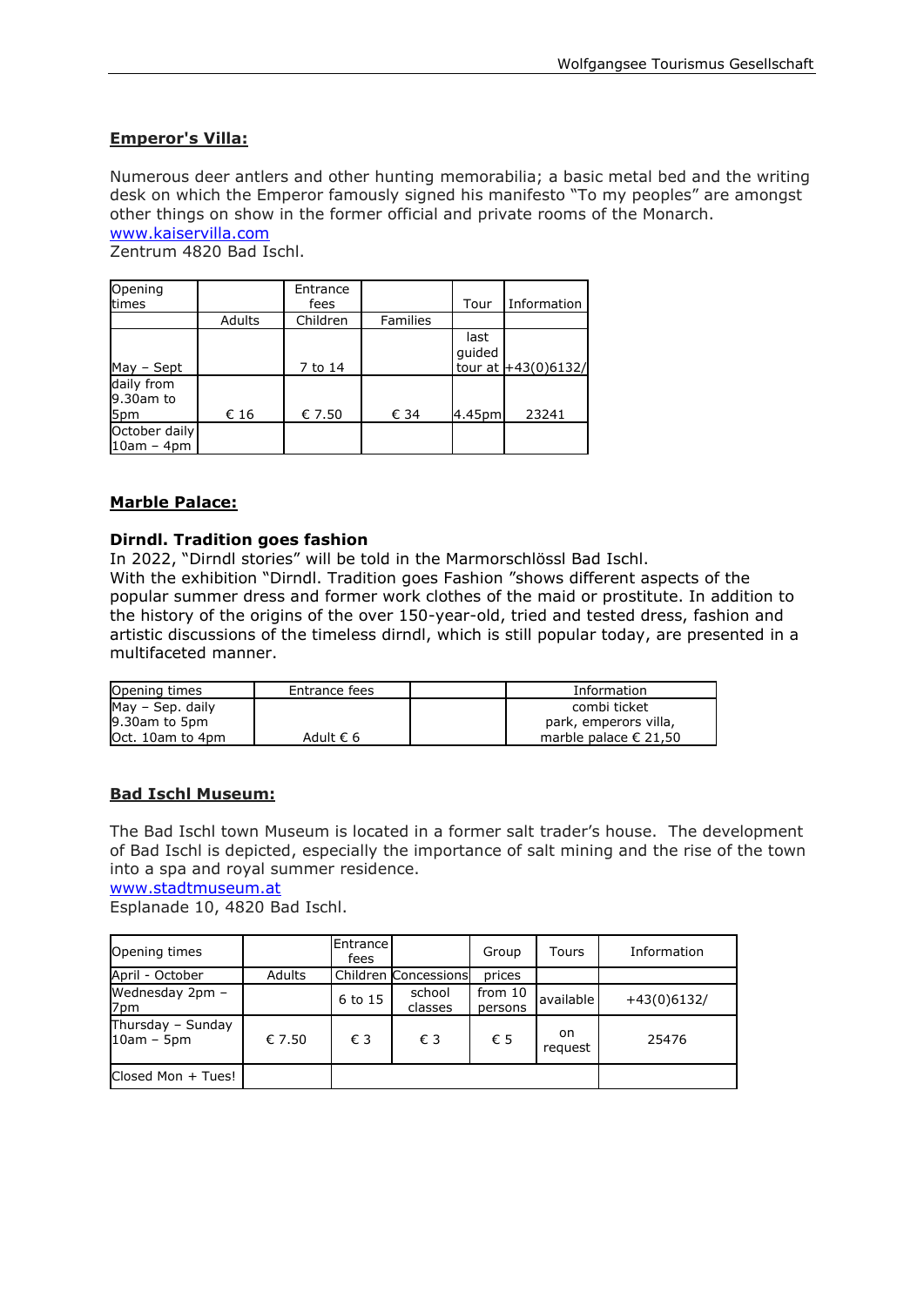## Emperor's Villa:

Numerous deer antlers and other hunting memorabilia; a basic metal bed and the writing desk on which the Emperor famously signed his manifesto "To my peoples" are amongst other things on show in the former official and private rooms of the Monarch.
www.kaiservilla.com
Zentrum 4820 Bad Ischl.

| Opening times | | Entrance fees | | Tour | Information |
|---|---|---|---|---|---|
| | Adults | Children | Families | | |
| May – Sept | | 7 to 14 | | last guided tour at | +43(0)6132/ |
| daily from 9.30am to 5pm | € 16 | € 7.50 | € 34 | 4.45pm | 23241 |
| October daily 10am – 4pm | | | | | |

## Marble Palace:

**Dirndl. Tradition goes fashion**
In 2022, "Dirndl stories" will be told in the Marmorschlössl Bad Ischl.
With the exhibition "Dirndl. Tradition goes Fashion "shows different aspects of the popular summer dress and former work clothes of the maid or prostitute. In addition to the history of the origins of the over 150-year-old, tried and tested dress, fashion and artistic discussions of the timeless dirndl, which is still popular today, are presented in a multifaceted manner.

| Opening times | Entrance fees | | Information |
|---|---|---|---|
| May – Sep. daily 9.30am to 5pm Oct. 10am to 4pm | Adult € 6 | | combi ticket park, emperors villa, marble palace € 21,50 |

## Bad Ischl Museum:

The Bad Ischl town Museum is located in a former salt trader's house. The development of Bad Ischl is depicted, especially the importance of salt mining and the rise of the town into a spa and royal summer residence.
www.stadtmuseum.at
Esplanade 10, 4820 Bad Ischl.

| Opening times | | Entrance fees | | Group | Tours | Information |
|---|---|---|---|---|---|---|
| April - October | Adults | Children | Concessions | prices | | |
| Wednesday 2pm – 7pm | | 6 to 15 | school classes | from 10 persons | available | +43(0)6132/ |
| Thursday – Sunday 10am – 5pm | € 7.50 | € 3 | € 3 | € 5 | on request | 25476 |
| Closed Mon + Tues! | | | | | | |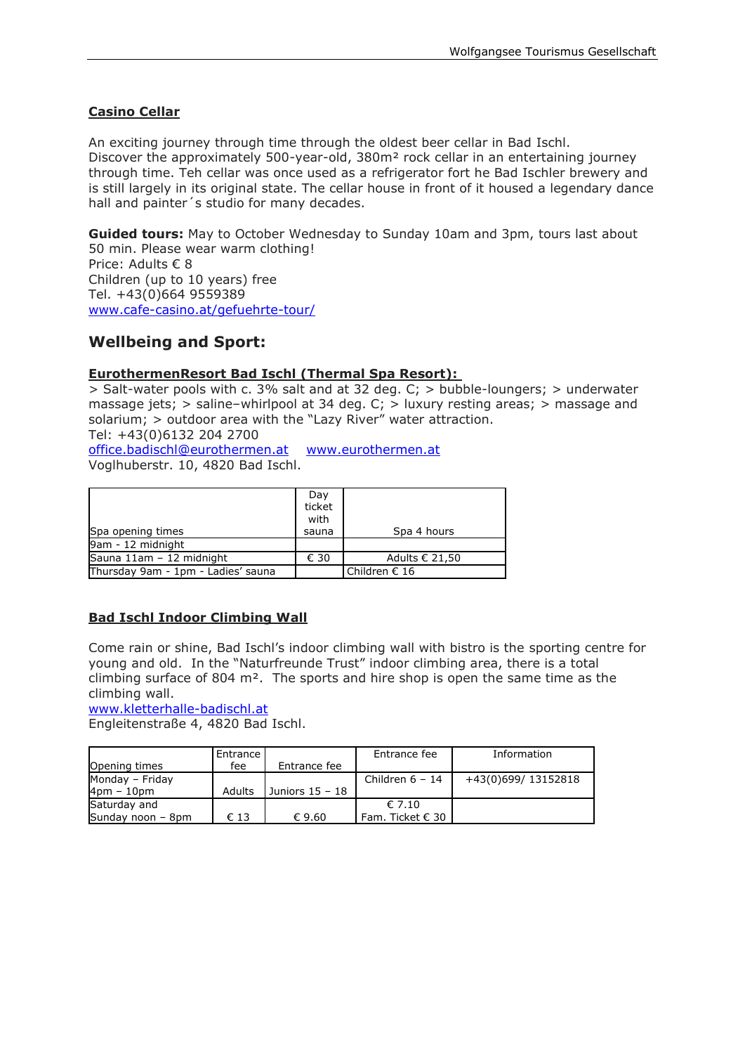**Casino Cellar**

An exciting journey through time through the oldest beer cellar in Bad Ischl.
Discover the approximately 500-year-old, 380m² rock cellar in an entertaining journey through time. Teh cellar was once used as a refrigerator fort he Bad Ischler brewery and is still largely in its original state. The cellar house in front of it housed a legendary dance hall and painter´s studio for many decades.

**Guided tours:** May to October Wednesday to Sunday 10am and 3pm, tours last about 50 min. Please wear warm clothing!
Price: Adults € 8
Children (up to 10 years) free
Tel. +43(0)664 9559389
www.cafe-casino.at/gefuehrte-tour/

## Wellbeing and Sport:

**EurothermenResort Bad Ischl (Thermal Spa Resort):**
> Salt-water pools with c. 3% salt and at 32 deg. C; > bubble-loungers; > underwater massage jets; > saline–whirlpool at 34 deg. C; > luxury resting areas; > massage and solarium; > outdoor area with the "Lazy River" water attraction.
Tel: +43(0)6132 204 2700
office.badischl@eurothermen.at www.eurothermen.at
Voglhuberstr. 10, 4820 Bad Ischl.

| Spa opening times | Day ticket with sauna | Spa 4 hours |
|---|---|---|
| 9am - 12 midnight | | |
| Sauna 11am – 12 midnight | € 30 | Adults € 21,50 |
| Thursday 9am - 1pm - Ladies' sauna | | Children € 16 |

**Bad Ischl Indoor Climbing Wall**

Come rain or shine, Bad Ischl's indoor climbing wall with bistro is the sporting centre for young and old. In the "Naturfreunde Trust" indoor climbing area, there is a total climbing surface of 804 m². The sports and hire shop is open the same time as the climbing wall.
www.kletterhalle-badischl.at
Engleitenstraße 4, 4820 Bad Ischl.

| Opening times | Entrance fee | Entrance fee | Entrance fee | Information |
|---|---|---|---|---|
| Monday – Friday 4pm – 10pm | Adults | Juniors 15 – 18 | Children 6 – 14 | +43(0)699/ 13152818 |
| Saturday and Sunday noon – 8pm | € 13 | € 9.60 | € 7.10 Fam. Ticket € 30 | |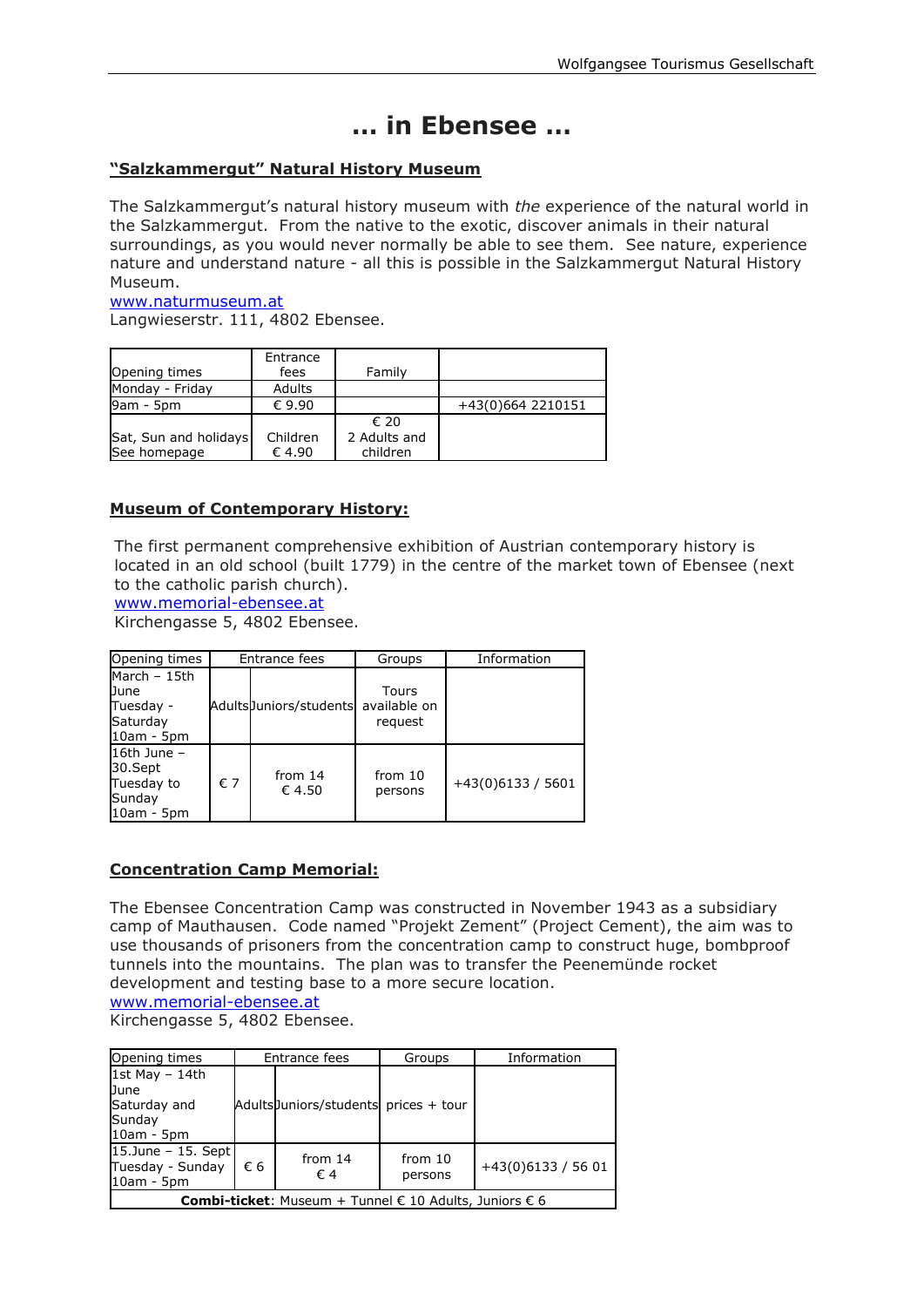# ... in Ebensee ...

## "Salzkammergut" Natural History Museum

The Salzkammergut's natural history museum with *the* experience of the natural world in the Salzkammergut. From the native to the exotic, discover animals in their natural surroundings, as you would never normally be able to see them. See nature, experience nature and understand nature - all this is possible in the Salzkammergut Natural History Museum.

www.naturmuseum.at

Langwieserstr. 111, 4802 Ebensee.

| Opening times | Entrance fees | Family | |
|---|---|---|---|
| Monday - Friday | Adults | | |
| 9am - 5pm | € 9.90 | | +43(0)664 2210151 |
| Sat, Sun and holidays See homepage | Children € 4.90 | € 20 2 Adults and children | |

## Museum of Contemporary History:

The first permanent comprehensive exhibition of Austrian contemporary history is located in an old school (built 1779) in the centre of the market town of Ebensee (next to the catholic parish church).

www.memorial-ebensee.at

Kirchengasse 5, 4802 Ebensee.

| Opening times | Entrance fees | | Groups | Information |
|---|---|---|---|---|
| March – 15th June Tuesday - Saturday 10am - 5pm | Adults | Juniors/students | Tours available on request | |
| 16th June – 30.Sept Tuesday to Sunday 10am - 5pm | € 7 | from 14 € 4.50 | from 10 persons | +43(0)6133 / 5601 |

## Concentration Camp Memorial:

The Ebensee Concentration Camp was constructed in November 1943 as a subsidiary camp of Mauthausen. Code named "Projekt Zement" (Project Cement), the aim was to use thousands of prisoners from the concentration camp to construct huge, bombproof tunnels into the mountains. The plan was to transfer the Peenemünde rocket development and testing base to a more secure location.

www.memorial-ebensee.at

Kirchengasse 5, 4802 Ebensee.

| Opening times | Entrance fees | | Groups | Information |
|---|---|---|---|---|
| 1st May – 14th June Saturday and Sunday 10am - 5pm | Adults | Juniors/students | prices + tour | |
| 15.June – 15. Sept Tuesday - Sunday 10am - 5pm | € 6 | from 14 € 4 | from 10 persons | +43(0)6133 / 56 01 |
| **Combi-ticket**: Museum + Tunnel € 10 Adults, Juniors € 6 | | | | |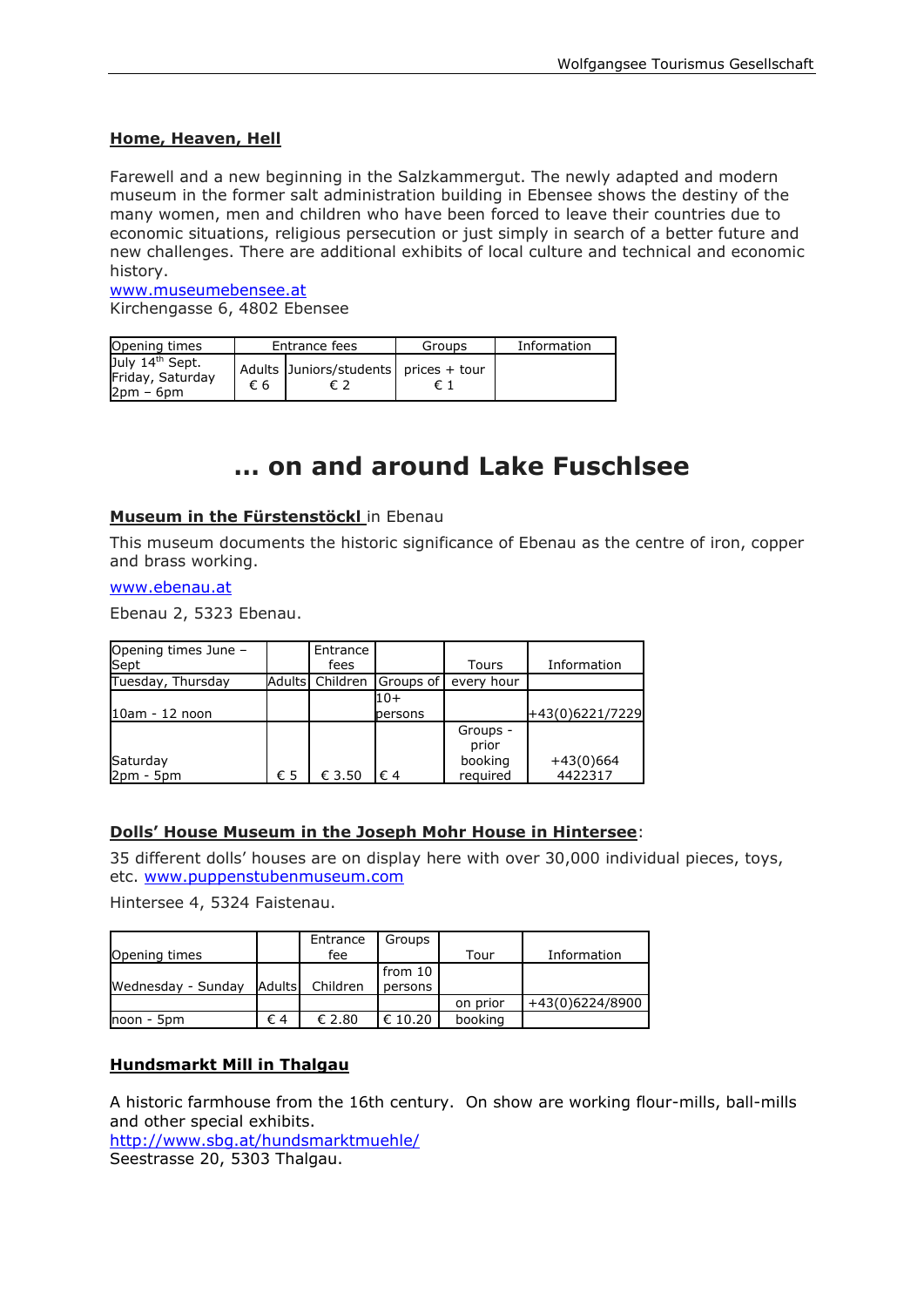**Home, Heaven, Hell**

Farewell and a new beginning in the Salzkammergut. The newly adapted and modern museum in the former salt administration building in Ebensee shows the destiny of the many women, men and children who have been forced to leave their countries due to economic situations, religious persecution or just simply in search of a better future and new challenges. There are additional exhibits of local culture and technical and economic history.

www.museumebensee.at

Kirchengasse 6, 4802 Ebensee

| Opening times | Entrance fees | | Groups | Information |
|---|---|---|---|---|
| July 14th Sept. Friday, Saturday 2pm – 6pm | Adults € 6 | Juniors/students € 2 | prices + tour € 1 | |

# ... on and around Lake Fuschlsee

**Museum in the Fürstenstöckl** in Ebenau

This museum documents the historic significance of Ebenau as the centre of iron, copper and brass working.

www.ebenau.at

Ebenau 2, 5323 Ebenau.

| Opening times June – Sept | | Entrance fees | | Tours | Information |
|---|---|---|---|---|---|
| Tuesday, Thursday | Adults | Children | Groups of | every hour | |
| 10am - 12 noon | | | 10+ persons | | +43(0)6221/7229 |
| Saturday 2pm - 5pm | € 5 | € 3.50 | € 4 | Groups - prior booking required | +43(0)664 4422317 |

**Dolls' House Museum in the Joseph Mohr House in Hintersee**:

35 different dolls' houses are on display here with over 30,000 individual pieces, toys, etc. www.puppenstubenmuseum.com

Hintersee 4, 5324 Faistenau.

| Opening times | | Entrance fee | Groups | Tour | Information |
|---|---|---|---|---|---|
| Wednesday - Sunday | Adults | Children | from 10 persons | | |
| | | | | on prior | +43(0)6224/8900 |
| noon - 5pm | € 4 | € 2.80 | € 10.20 | booking | |

**Hundsmarkt Mill in Thalgau**

A historic farmhouse from the 16th century. On show are working flour-mills, ball-mills and other special exhibits.

http://www.sbg.at/hundsmarktmuehle/

Seestrasse 20, 5303 Thalgau.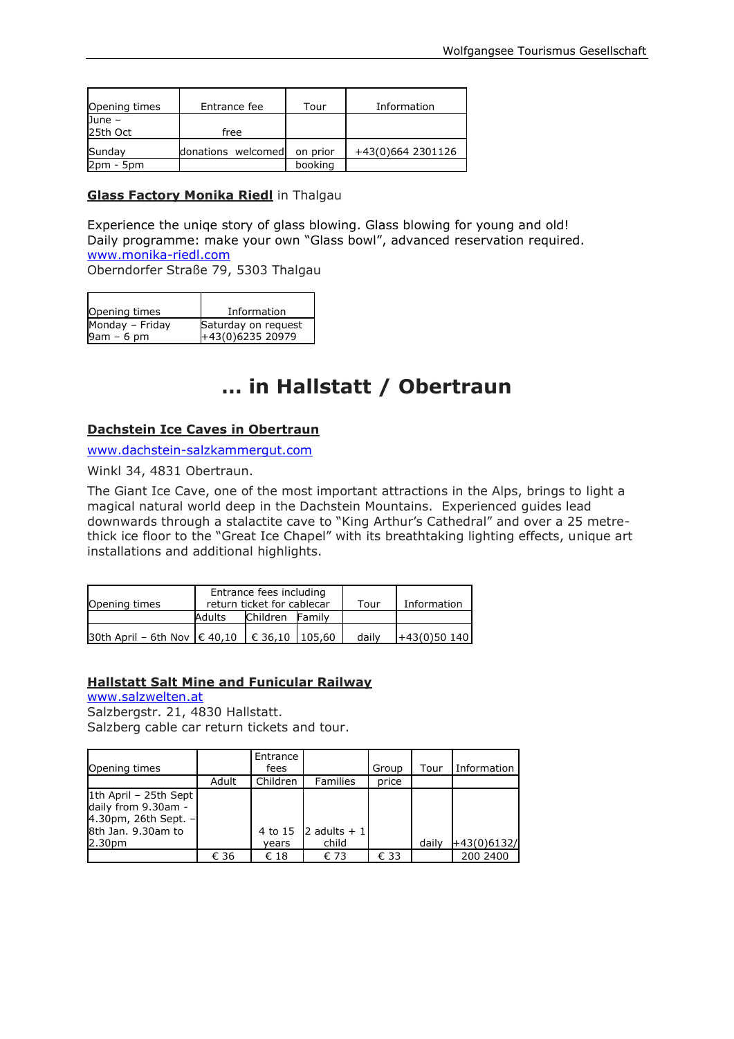| Opening times | Entrance fee | Tour | Information |
|---|---|---|---|
| June – 25th Oct | free | | |
| Sunday 2pm - 5pm | donations welcomed | on prior booking | +43(0)664 2301126 |

**Glass Factory Monika Riedl** in Thalgau

Experience the uniqe story of glass blowing. Glass blowing for young and old!
Daily programme: make your own "Glass bowl", advanced reservation required.
www.monika-riedl.com
Oberndorfer Straße 79, 5303 Thalgau

| Opening times | Information |
|---|---|
| Monday – Friday 9am – 6 pm | Saturday on request +43(0)6235 20979 |

# ... in Hallstatt / Obertraun

**Dachstein Ice Caves in Obertraun**

www.dachstein-salzkammergut.com

Winkl 34, 4831 Obertraun.

The Giant Ice Cave, one of the most important attractions in the Alps, brings to light a magical natural world deep in the Dachstein Mountains. Experienced guides lead downwards through a stalactite cave to "King Arthur's Cathedral" and over a 25 metre-thick ice floor to the "Great Ice Chapel" with its breathtaking lighting effects, unique art installations and additional highlights.

| Opening times | Entrance fees including return ticket for cablecar | | | Tour | Information |
|---|---|---|---|---|---|
| | Adults | Children | Family | | |
| 30th April – 6th Nov | € 40,10 | € 36,10 | 105,60 | daily | +43(0)50 140 |

**Hallstatt Salt Mine and Funicular Railway**
www.salzwelten.at
Salzbergstr. 21, 4830 Hallstatt.
Salzberg cable car return tickets and tour.

| Opening times | | Entrance fees | | Group | Tour | Information |
|---|---|---|---|---|---|---|
| | Adult | Children | Families | price | | |
| 1th April – 25th Sept daily from 9.30am - 4.30pm, 26th Sept. – 8th Jan. 9.30am to 2.30pm | | 4 to 15 years | 2 adults + 1 child | | daily | +43(0)6132/ |
| | € 36 | € 18 | € 73 | € 33 | | 200 2400 |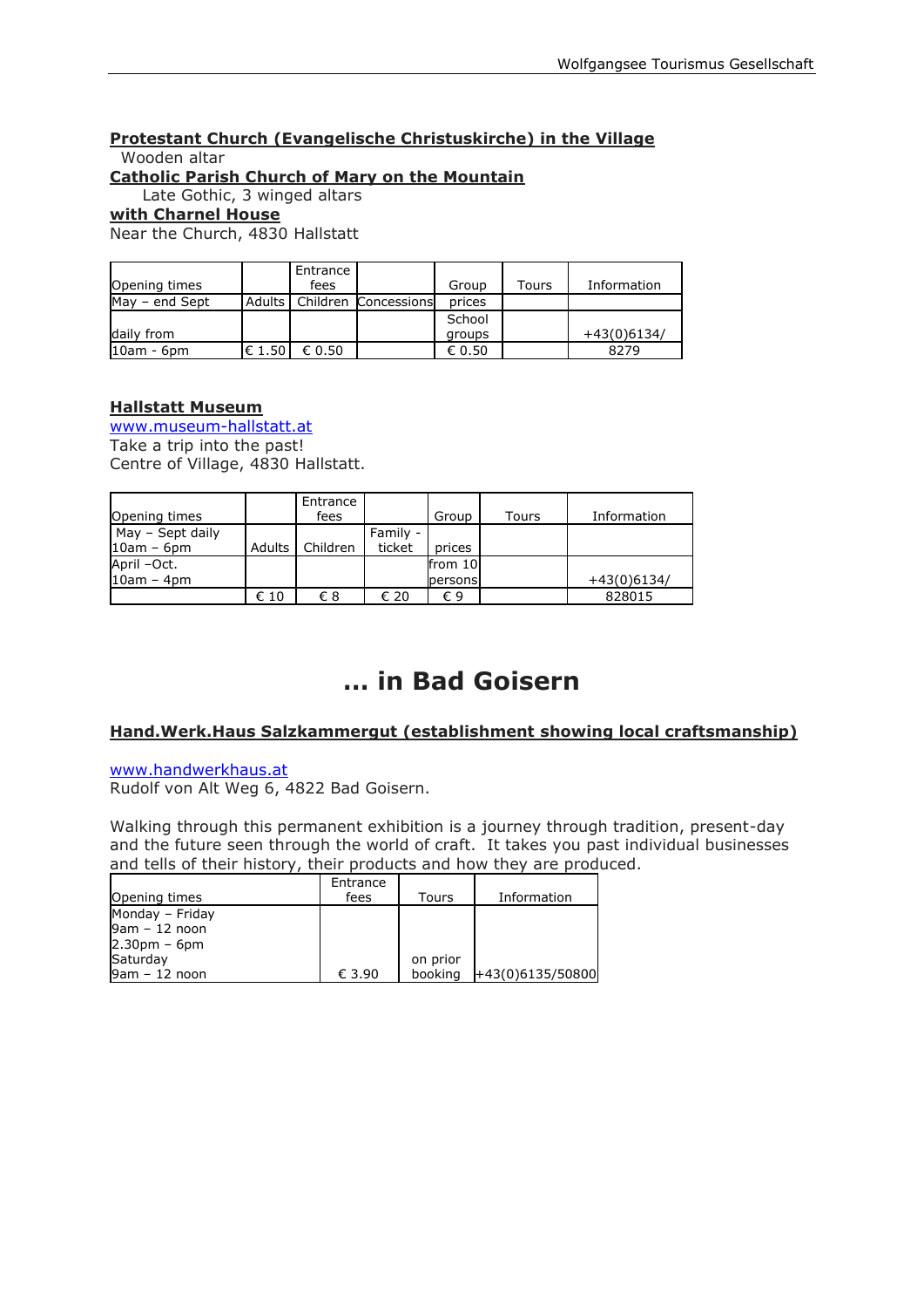**Protestant Church (Evangelische Christuskirche) in the Village**

Wooden altar

**Catholic Parish Church of Mary on the Mountain**

Late Gothic, 3 winged altars

**with Charnel House**

Near the Church, 4830 Hallstatt

| Opening times | | Entrance fees | | Group | Tours | Information |
|---|---|---|---|---|---|---|
| May – end Sept | Adults | Children | Concessions | prices | | |
| daily from | | | | School groups | | +43(0)6134/ |
| 10am - 6pm | € 1.50 | € 0.50 | | € 0.50 | | 8279 |

**Hallstatt Museum**

www.museum-hallstatt.at

Take a trip into the past!

Centre of Village, 4830 Hallstatt.

| Opening times | | Entrance fees | | Group | Tours | Information |
|---|---|---|---|---|---|---|
| May – Sept daily 10am – 6pm | Adults | Children | Family - ticket | prices | | |
| April –Oct. 10am – 4pm | | | | from 10 persons | | +43(0)6134/ |
| | € 10 | € 8 | € 20 | € 9 | | 828015 |

# ... in Bad Goisern

**Hand.Werk.Haus Salzkammergut (establishment showing local craftsmanship)**

www.handwerkhaus.at

Rudolf von Alt Weg 6, 4822 Bad Goisern.

Walking through this permanent exhibition is a journey through tradition, present-day and the future seen through the world of craft. It takes you past individual businesses and tells of their history, their products and how they are produced.

| Opening times | Entrance fees | Tours | Information |
|---|---|---|---|
| Monday – Friday<br>9am – 12 noon<br>2.30pm – 6pm<br>Saturday<br>9am – 12 noon | € 3.90 | on prior booking | +43(0)6135/50800 |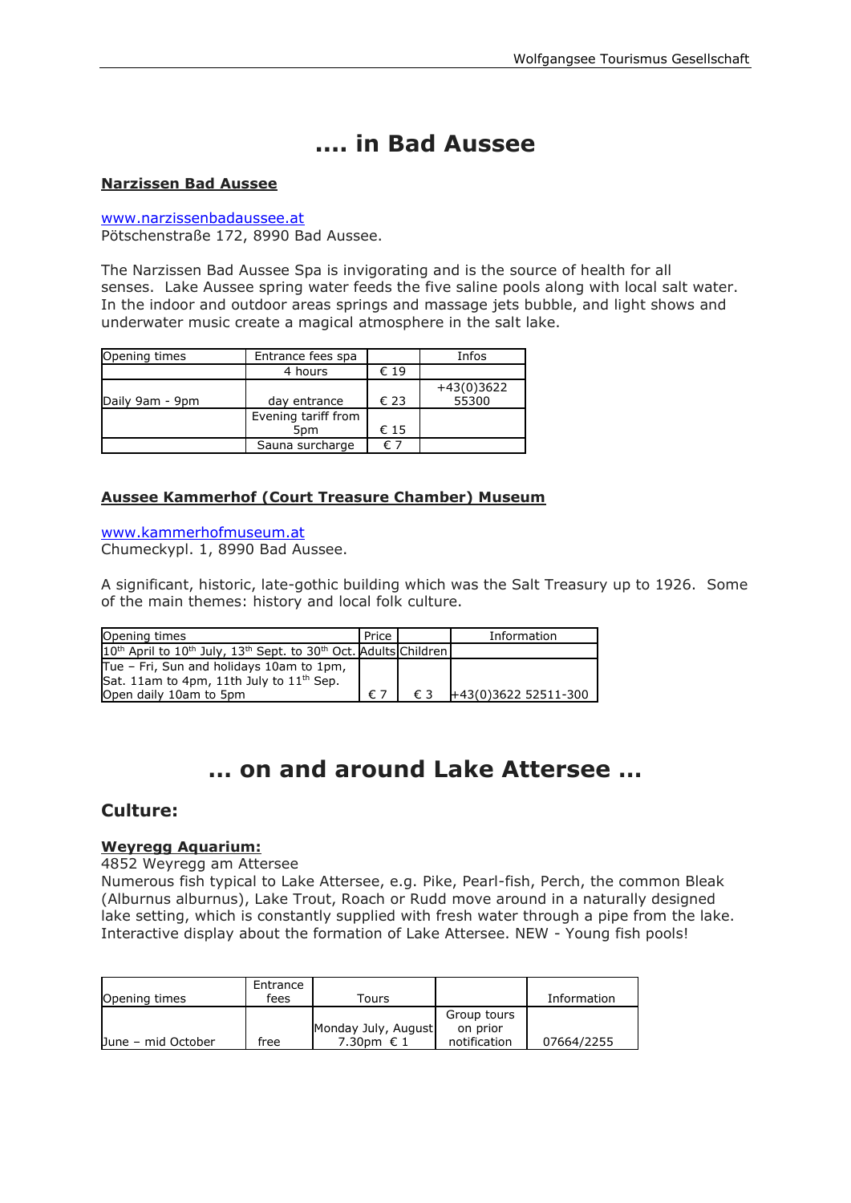# .... in Bad Aussee

**Narzissen Bad Aussee**

www.narzissenbadaussee.at
Pötschenstraße 172, 8990 Bad Aussee.

The Narzissen Bad Aussee Spa is invigorating and is the source of health for all senses. Lake Aussee spring water feeds the five saline pools along with local salt water. In the indoor and outdoor areas springs and massage jets bubble, and light shows and underwater music create a magical atmosphere in the salt lake.

| Opening times | Entrance fees spa | | Infos |
|---|---|---|---|
| | 4 hours | € 19 | |
| Daily 9am - 9pm | day entrance | € 23 | +43(0)3622 55300 |
| | Evening tariff from 5pm | € 15 | |
| | Sauna surcharge | € 7 | |

**Aussee Kammerhof (Court Treasure Chamber) Museum**

www.kammerhofmuseum.at
Chumeckypl. 1, 8990 Bad Aussee.

A significant, historic, late-gothic building which was the Salt Treasury up to 1926. Some of the main themes: history and local folk culture.

| Opening times | Price | | Information |
|---|---|---|---|
| 10th April to 10th July, 13th Sept. to 30th Oct. | Adults | Children | |
| Tue – Fri, Sun and holidays 10am to 1pm, Sat. 11am to 4pm, 11th July to 11th Sep. Open daily 10am to 5pm | € 7 | € 3 | +43(0)3622 52511-300 |

# ... on and around Lake Attersee ...

## Culture:

**Weyregg Aquarium:**
4852 Weyregg am Attersee
Numerous fish typical to Lake Attersee, e.g. Pike, Pearl-fish, Perch, the common Bleak (Alburnus alburnus), Lake Trout, Roach or Rudd move around in a naturally designed lake setting, which is constantly supplied with fresh water through a pipe from the lake. Interactive display about the formation of Lake Attersee. NEW - Young fish pools!

| Opening times | Entrance fees | Tours | | Information |
|---|---|---|---|---|
| June – mid October | free | Monday July, August 7.30pm € 1 | Group tours on prior notification | 07664/2255 |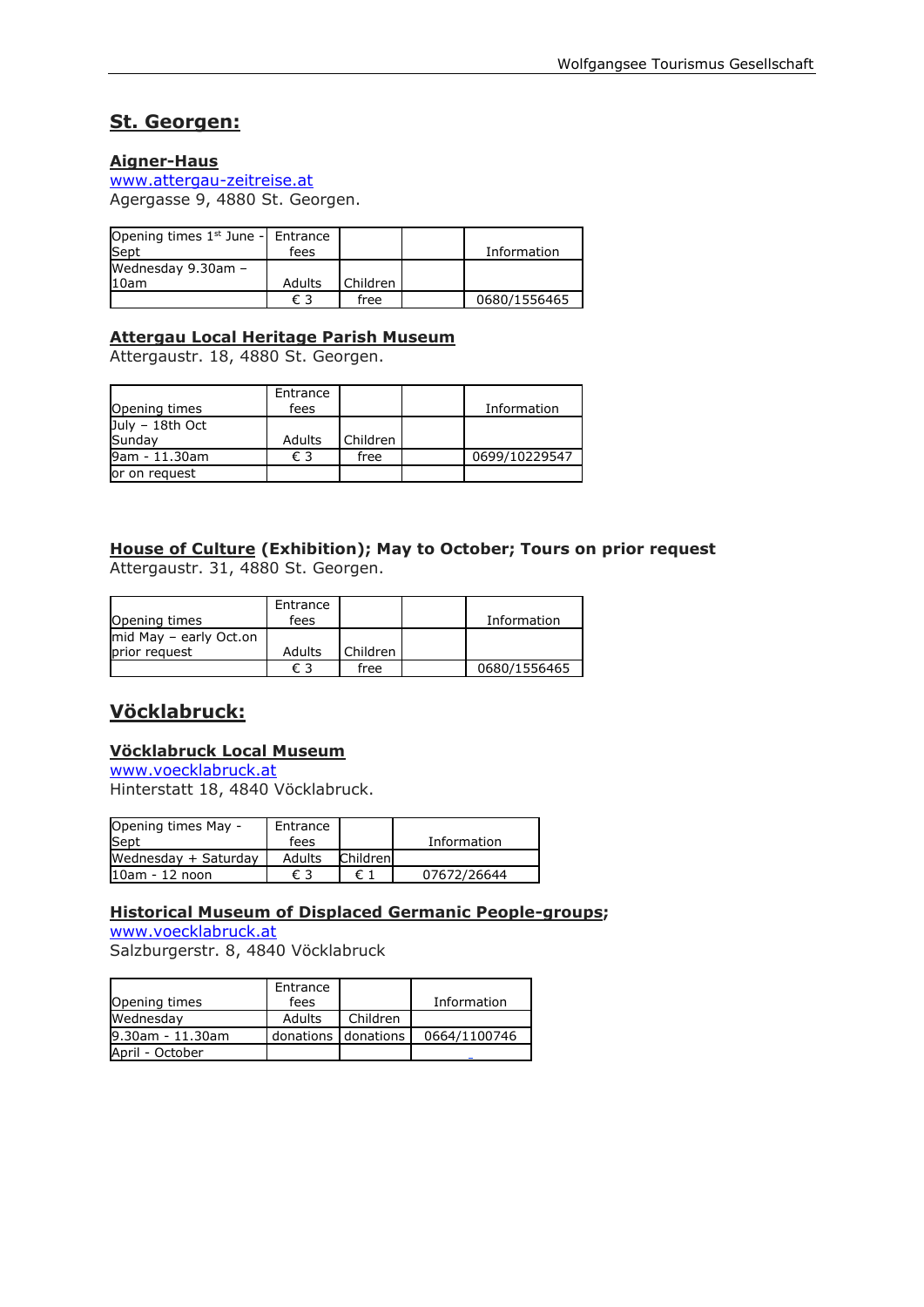## St. Georgen:

### Aigner-Haus

www.attergau-zeitreise.at
Agergasse 9, 4880 St. Georgen.

| Opening times 1st June - Sept | Entrance fees | | | Information |
|---|---|---|---|---|
| Wednesday 9.30am – 10am | Adults | Children | | |
| | € 3 | free | | 0680/1556465 |

### Attergau Local Heritage Parish Museum

Attergaustr. 18, 4880 St. Georgen.

| Opening times | Entrance fees | | | Information |
|---|---|---|---|---|
| July – 18th Oct Sunday | Adults | Children | | |
| 9am - 11.30am | € 3 | free | | 0699/10229547 |
| or on request | | | | |

### House of Culture (Exhibition); May to October; Tours on prior request

Attergaustr. 31, 4880 St. Georgen.

| Opening times | Entrance fees | | | Information |
|---|---|---|---|---|
| mid May – early Oct.on prior request | Adults | Children | | |
| | € 3 | free | | 0680/1556465 |

## Vöcklabruck:

### Vöcklabruck Local Museum

www.voecklabruck.at
Hinterstatt 18, 4840 Vöcklabruck.

| Opening times May - Sept | Entrance fees | | Information |
|---|---|---|---|
| Wednesday + Saturday | Adults | Children | |
| 10am - 12 noon | € 3 | € 1 | 07672/26644 |

### Historical Museum of Displaced Germanic People-groups;

www.voecklabruck.at
Salzburgerstr. 8, 4840 Vöcklabruck

| Opening times | Entrance fees | | Information |
|---|---|---|---|
| Wednesday | Adults | Children | |
| 9.30am - 11.30am | donations | donations | 0664/1100746 |
| April - October | | | |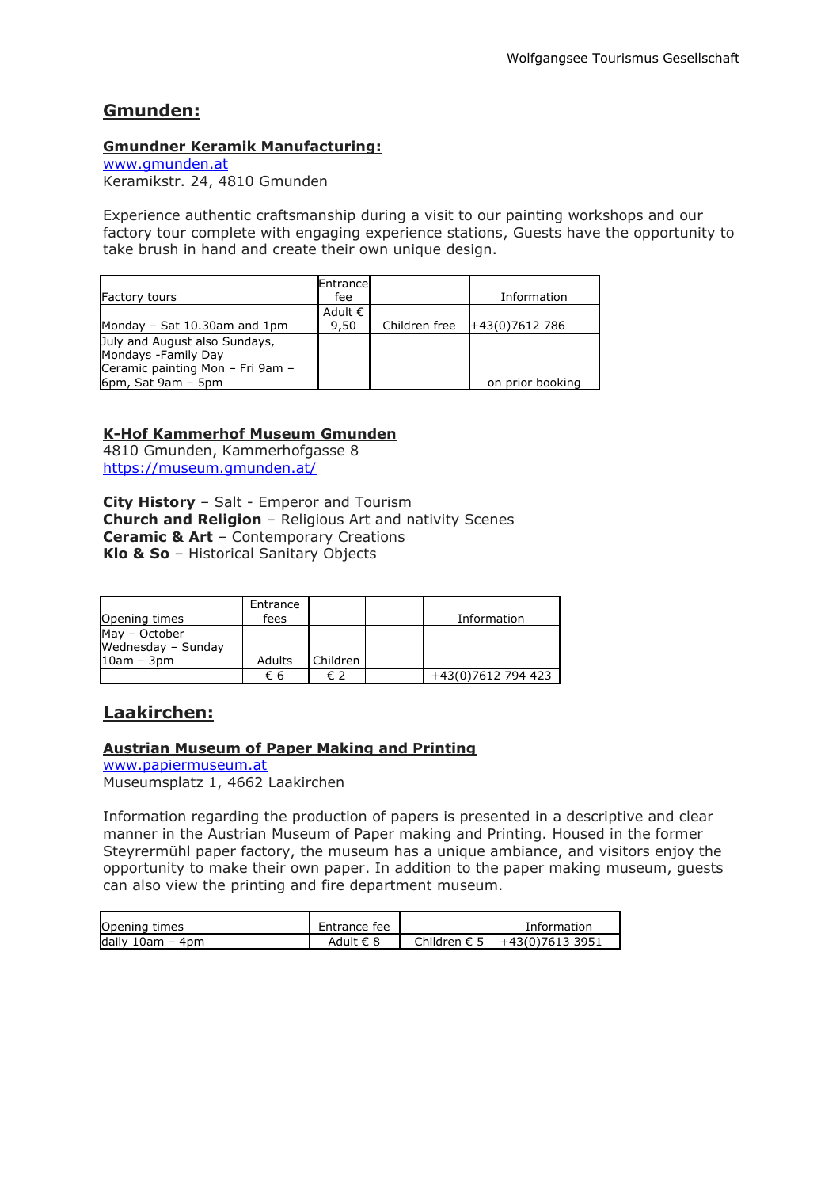## Gmunden:

### Gmundner Keramik Manufacturing:

www.gmunden.at
Keramikstr. 24, 4810 Gmunden

Experience authentic craftsmanship during a visit to our painting workshops and our factory tour complete with engaging experience stations, Guests have the opportunity to take brush in hand and create their own unique design.

| Factory tours | Entrance fee | | Information |
|---|---|---|---|
| Monday – Sat 10.30am and 1pm | Adult € 9,50 | Children free | +43(0)7612 786 |
| July and August also Sundays, Mondays -Family Day<br>Ceramic painting Mon – Fri 9am – 6pm, Sat 9am – 5pm | | | on prior booking |

### K-Hof Kammerhof Museum Gmunden

4810 Gmunden, Kammerhofgasse 8
https://museum.gmunden.at/

**City History** – Salt - Emperor and Tourism
**Church and Religion** – Religious Art and nativity Scenes
**Ceramic & Art** – Contemporary Creations
**Klo & So** – Historical Sanitary Objects

| Opening times | Entrance fees | | | Information |
|---|---|---|---|---|
| May – October<br>Wednesday – Sunday<br>10am – 3pm | Adults | Children | | |
| | € 6 | € 2 | | +43(0)7612 794 423 |

## Laakirchen:

### Austrian Museum of Paper Making and Printing

www.papiermuseum.at
Museumsplatz 1, 4662 Laakirchen

Information regarding the production of papers is presented in a descriptive and clear manner in the Austrian Museum of Paper making and Printing. Housed in the former Steyrermühl paper factory, the museum has a unique ambiance, and visitors enjoy the opportunity to make their own paper. In addition to the paper making museum, guests can also view the printing and fire department museum.

| Opening times | Entrance fee | | Information |
|---|---|---|---|
| daily 10am – 4pm | Adult € 8 | Children € 5 | +43(0)7613 3951 |